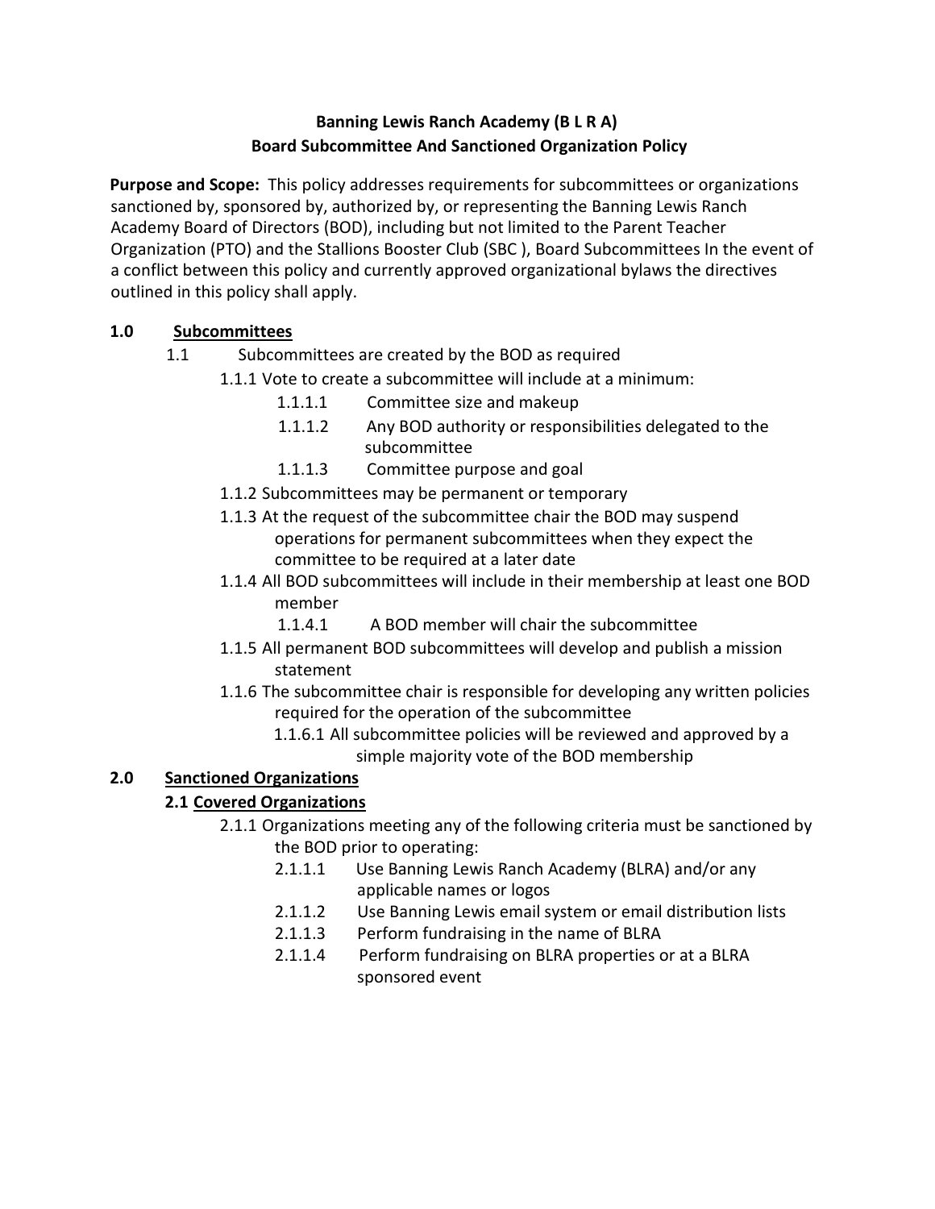**Banning Lewis Ranch Academy (B L R A)**
**Board Subcommittee And Sanctioned Organization Policy**

**Purpose and Scope:** This policy addresses requirements for subcommittees or organizations sanctioned by, sponsored by, authorized by, or representing the Banning Lewis Ranch Academy Board of Directors (BOD), including but not limited to the Parent Teacher Organization (PTO) and the Stallions Booster Club (SBC ), Board Subcommittees In the event of a conflict between this policy and currently approved organizational bylaws the directives outlined in this policy shall apply.

**1.0 Subcommittees**

- 1.1 Subcommittees are created by the BOD as required
  - 1.1.1 Vote to create a subcommittee will include at a minimum:
    - 1.1.1.1 Committee size and makeup
    - 1.1.1.2 Any BOD authority or responsibilities delegated to the subcommittee
    - 1.1.1.3 Committee purpose and goal
  - 1.1.2 Subcommittees may be permanent or temporary
  - 1.1.3 At the request of the subcommittee chair the BOD may suspend operations for permanent subcommittees when they expect the committee to be required at a later date
  - 1.1.4 All BOD subcommittees will include in their membership at least one BOD member
    - 1.1.4.1 A BOD member will chair the subcommittee
  - 1.1.5 All permanent BOD subcommittees will develop and publish a mission statement
  - 1.1.6 The subcommittee chair is responsible for developing any written policies required for the operation of the subcommittee
    - 1.1.6.1 All subcommittee policies will be reviewed and approved by a simple majority vote of the BOD membership

**2.0 Sanctioned Organizations**

**2.1 Covered Organizations**

- 2.1.1 Organizations meeting any of the following criteria must be sanctioned by the BOD prior to operating:
  - 2.1.1.1 Use Banning Lewis Ranch Academy (BLRA) and/or any applicable names or logos
  - 2.1.1.2 Use Banning Lewis email system or email distribution lists
  - 2.1.1.3 Perform fundraising in the name of BLRA
  - 2.1.1.4 Perform fundraising on BLRA properties or at a BLRA sponsored event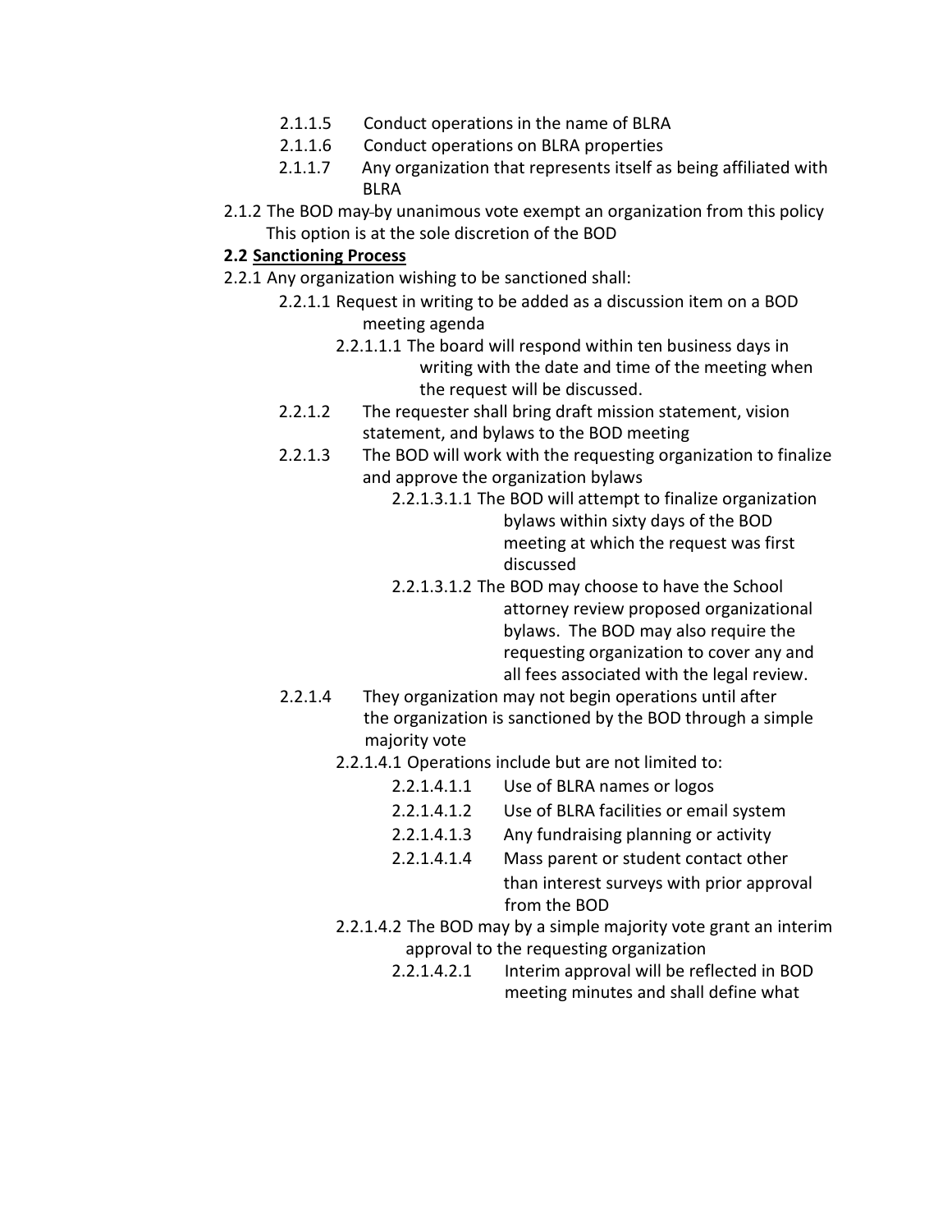2.1.1.5 Conduct operations in the name of BLRA

2.1.1.6 Conduct operations on BLRA properties

2.1.1.7 Any organization that represents itself as being affiliated with BLRA

2.1.2 The BOD may by unanimous vote exempt an organization from this policy This option is at the sole discretion of the BOD

**2.2 Sanctioning Process**

2.2.1 Any organization wishing to be sanctioned shall:

2.2.1.1 Request in writing to be added as a discussion item on a BOD meeting agenda

2.2.1.1.1 The board will respond within ten business days in writing with the date and time of the meeting when the request will be discussed.

2.2.1.2 The requester shall bring draft mission statement, vision statement, and bylaws to the BOD meeting

2.2.1.3 The BOD will work with the requesting organization to finalize and approve the organization bylaws

2.2.1.3.1.1 The BOD will attempt to finalize organization bylaws within sixty days of the BOD meeting at which the request was first discussed

2.2.1.3.1.2 The BOD may choose to have the School attorney review proposed organizational bylaws. The BOD may also require the requesting organization to cover any and all fees associated with the legal review.

2.2.1.4 They organization may not begin operations until after the organization is sanctioned by the BOD through a simple majority vote

2.2.1.4.1 Operations include but are not limited to:

2.2.1.4.1.1 Use of BLRA names or logos

2.2.1.4.1.2 Use of BLRA facilities or email system

2.2.1.4.1.3 Any fundraising planning or activity

2.2.1.4.1.4 Mass parent or student contact other than interest surveys with prior approval from the BOD

2.2.1.4.2 The BOD may by a simple majority vote grant an interim approval to the requesting organization

2.2.1.4.2.1 Interim approval will be reflected in BOD meeting minutes and shall define what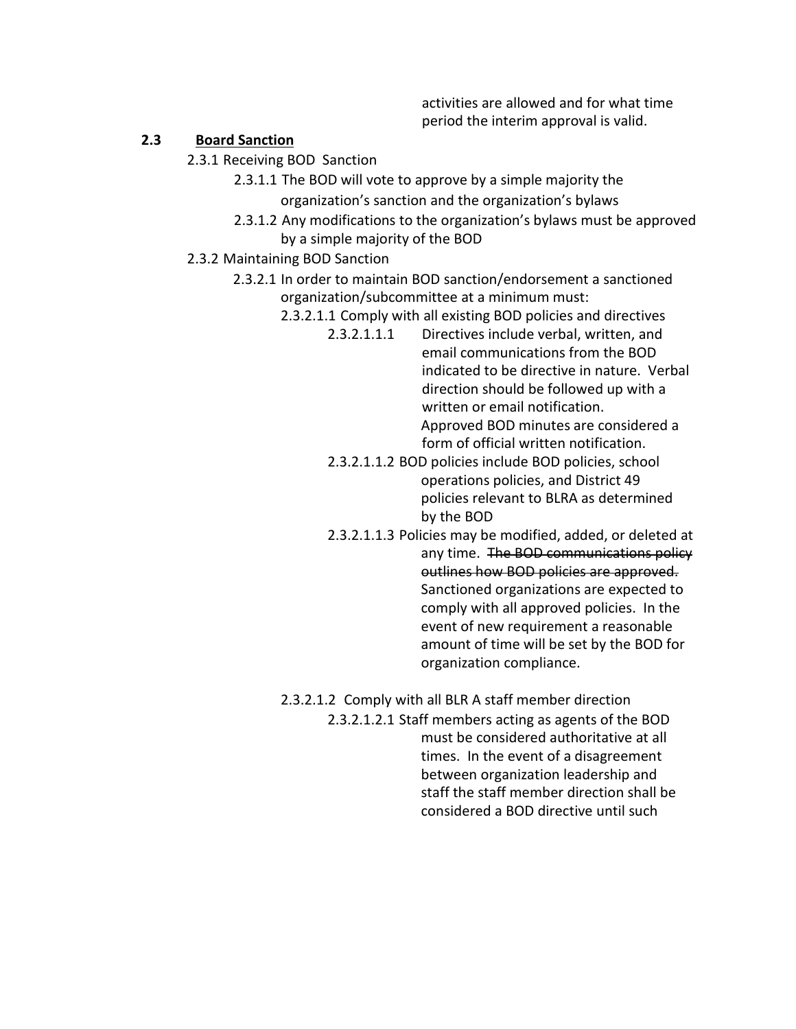activities are allowed and for what time period the interim approval is valid.

### 2.3 Board Sanction

2.3.1 Receiving BOD Sanction

2.3.1.1 The BOD will vote to approve by a simple majority the organization's sanction and the organization's bylaws

2.3.1.2 Any modifications to the organization's bylaws must be approved by a simple majority of the BOD

2.3.2 Maintaining BOD Sanction

2.3.2.1 In order to maintain BOD sanction/endorsement a sanctioned organization/subcommittee at a minimum must:

2.3.2.1.1 Comply with all existing BOD policies and directives

2.3.2.1.1.1 Directives include verbal, written, and email communications from the BOD indicated to be directive in nature. Verbal direction should be followed up with a written or email notification. Approved BOD minutes are considered a form of official written notification.

2.3.2.1.1.2 BOD policies include BOD policies, school operations policies, and District 49 policies relevant to BLRA as determined by the BOD

2.3.2.1.1.3 Policies may be modified, added, or deleted at any time. ~~The BOD communications policy outlines how BOD policies are approved.~~ Sanctioned organizations are expected to comply with all approved policies. In the event of new requirement a reasonable amount of time will be set by the BOD for organization compliance.

2.3.2.1.2 Comply with all BLR A staff member direction

2.3.2.1.2.1 Staff members acting as agents of the BOD must be considered authoritative at all times. In the event of a disagreement between organization leadership and staff the staff member direction shall be considered a BOD directive until such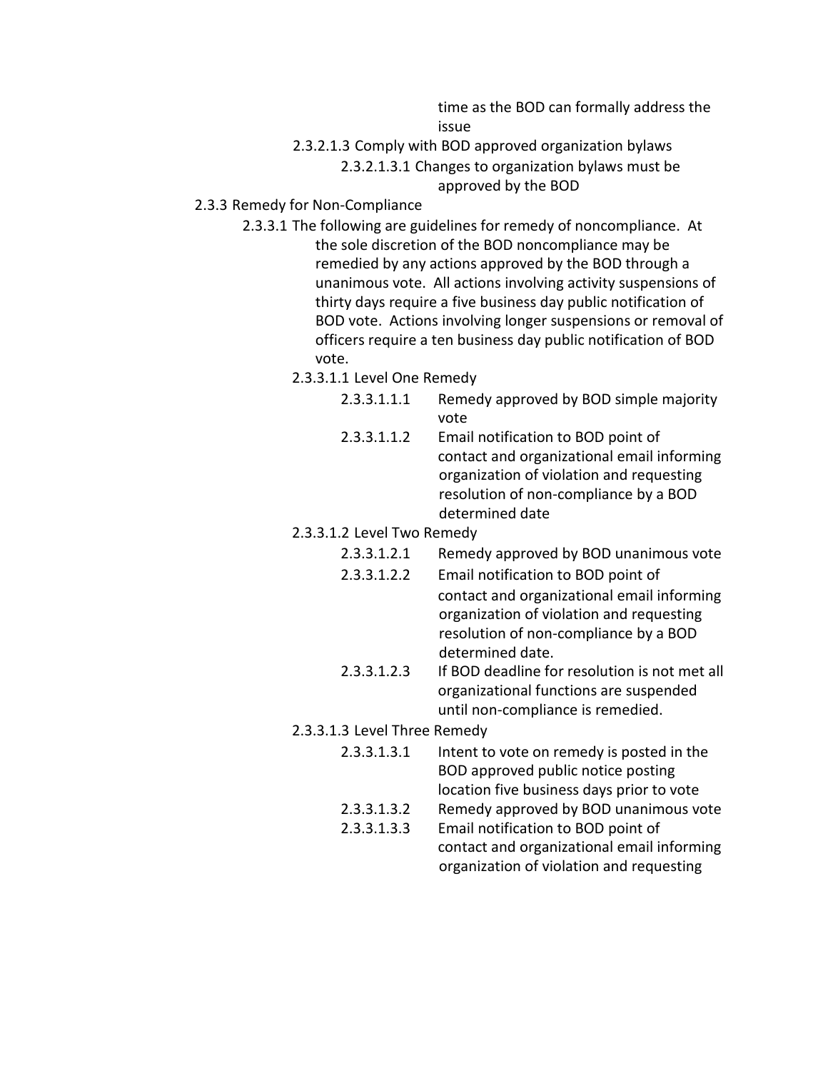time as the BOD can formally address the issue

2.3.2.1.3 Comply with BOD approved organization bylaws

2.3.2.1.3.1 Changes to organization bylaws must be approved by the BOD

2.3.3 Remedy for Non-Compliance

2.3.3.1 The following are guidelines for remedy of noncompliance. At the sole discretion of the BOD noncompliance may be remedied by any actions approved by the BOD through a unanimous vote. All actions involving activity suspensions of thirty days require a five business day public notification of BOD vote. Actions involving longer suspensions or removal of officers require a ten business day public notification of BOD vote.

2.3.3.1.1 Level One Remedy

2.3.3.1.1.1 Remedy approved by BOD simple majority vote

2.3.3.1.1.2 Email notification to BOD point of contact and organizational email informing organization of violation and requesting resolution of non-compliance by a BOD determined date

2.3.3.1.2 Level Two Remedy

2.3.3.1.2.1 Remedy approved by BOD unanimous vote

2.3.3.1.2.2 Email notification to BOD point of contact and organizational email informing organization of violation and requesting resolution of non-compliance by a BOD determined date.

2.3.3.1.2.3 If BOD deadline for resolution is not met all organizational functions are suspended until non-compliance is remedied.

2.3.3.1.3 Level Three Remedy

2.3.3.1.3.1 Intent to vote on remedy is posted in the BOD approved public notice posting location five business days prior to vote

2.3.3.1.3.2 Remedy approved by BOD unanimous vote

2.3.3.1.3.3 Email notification to BOD point of contact and organizational email informing organization of violation and requesting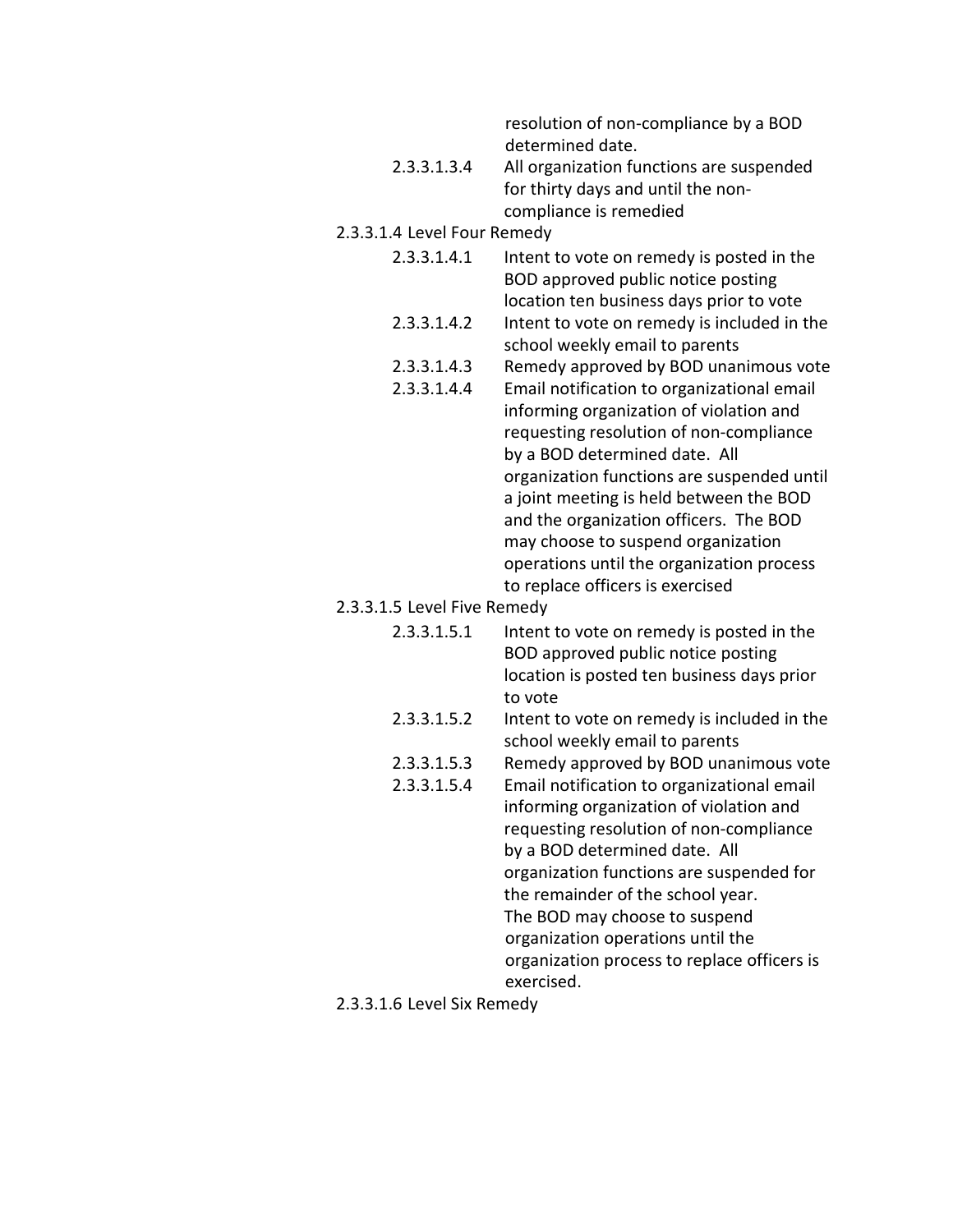resolution of non-compliance by a BOD determined date.

- 2.3.3.1.3.4 All organization functions are suspended for thirty days and until the non-compliance is remedied

2.3.3.1.4 Level Four Remedy

- 2.3.3.1.4.1 Intent to vote on remedy is posted in the BOD approved public notice posting location ten business days prior to vote
- 2.3.3.1.4.2 Intent to vote on remedy is included in the school weekly email to parents
- 2.3.3.1.4.3 Remedy approved by BOD unanimous vote
- 2.3.3.1.4.4 Email notification to organizational email informing organization of violation and requesting resolution of non-compliance by a BOD determined date. All organization functions are suspended until a joint meeting is held between the BOD and the organization officers. The BOD may choose to suspend organization operations until the organization process to replace officers is exercised

2.3.3.1.5 Level Five Remedy

- 2.3.3.1.5.1 Intent to vote on remedy is posted in the BOD approved public notice posting location is posted ten business days prior to vote
- 2.3.3.1.5.2 Intent to vote on remedy is included in the school weekly email to parents
- 2.3.3.1.5.3 Remedy approved by BOD unanimous vote
- 2.3.3.1.5.4 Email notification to organizational email informing organization of violation and requesting resolution of non-compliance by a BOD determined date. All organization functions are suspended for the remainder of the school year. The BOD may choose to suspend organization operations until the organization process to replace officers is exercised.

2.3.3.1.6 Level Six Remedy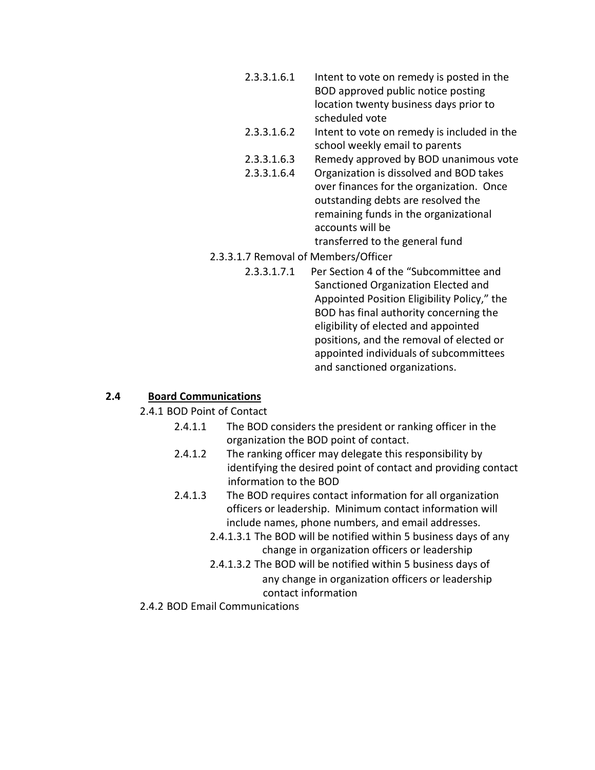2.3.3.1.6.1 Intent to vote on remedy is posted in the BOD approved public notice posting location twenty business days prior to scheduled vote

2.3.3.1.6.2 Intent to vote on remedy is included in the school weekly email to parents

2.3.3.1.6.3 Remedy approved by BOD unanimous vote

2.3.3.1.6.4 Organization is dissolved and BOD takes over finances for the organization. Once outstanding debts are resolved the remaining funds in the organizational accounts will be transferred to the general fund

2.3.3.1.7 Removal of Members/Officer

2.3.3.1.7.1 Per Section 4 of the "Subcommittee and Sanctioned Organization Elected and Appointed Position Eligibility Policy," the BOD has final authority concerning the eligibility of elected and appointed positions, and the removal of elected or appointed individuals of subcommittees and sanctioned organizations.

## 2.4 Board Communications

2.4.1 BOD Point of Contact

2.4.1.1 The BOD considers the president or ranking officer in the organization the BOD point of contact.

2.4.1.2 The ranking officer may delegate this responsibility by identifying the desired point of contact and providing contact information to the BOD

2.4.1.3 The BOD requires contact information for all organization officers or leadership. Minimum contact information will include names, phone numbers, and email addresses.

2.4.1.3.1 The BOD will be notified within 5 business days of any change in organization officers or leadership

2.4.1.3.2 The BOD will be notified within 5 business days of any change in organization officers or leadership contact information

2.4.2 BOD Email Communications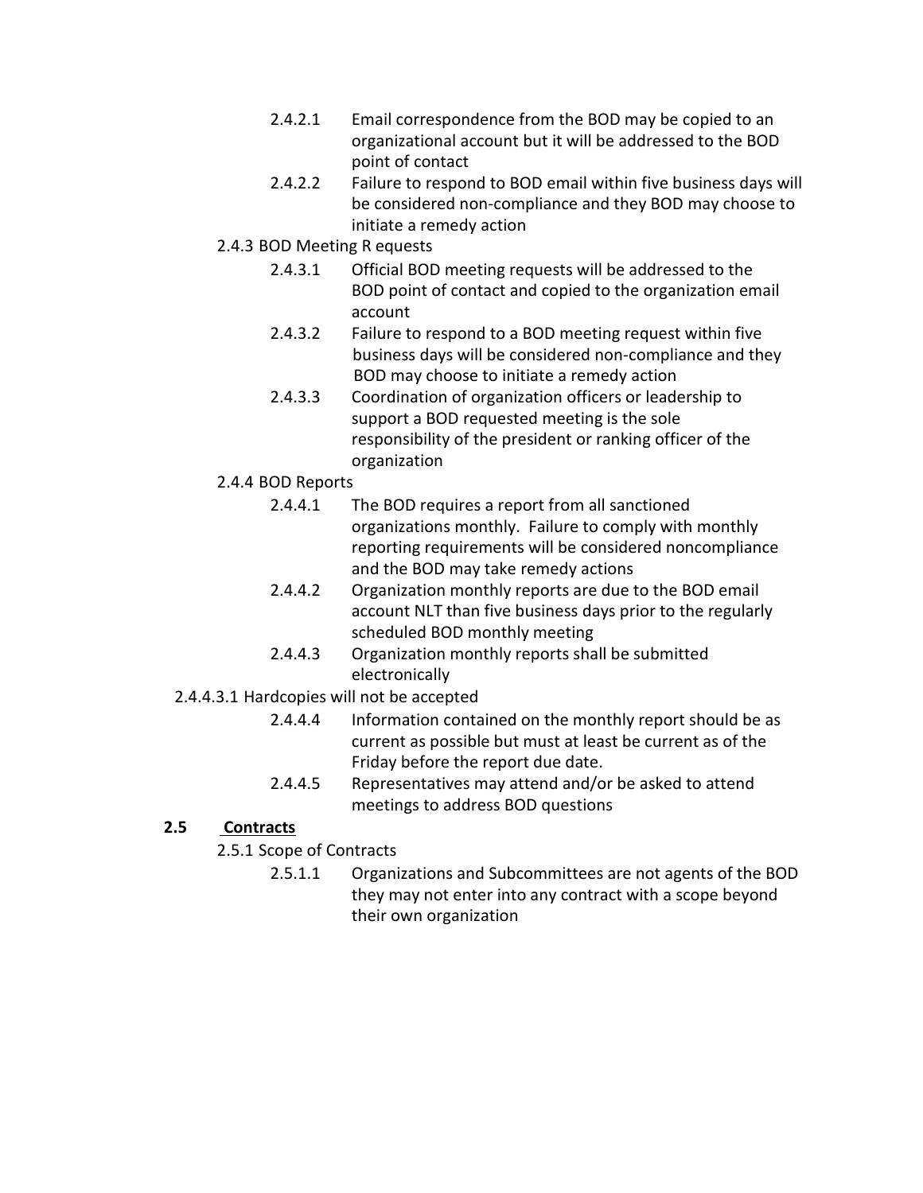2.4.2.1 Email correspondence from the BOD may be copied to an organizational account but it will be addressed to the BOD point of contact

2.4.2.2 Failure to respond to BOD email within five business days will be considered non-compliance and they BOD may choose to initiate a remedy action

2.4.3 BOD Meeting R equests

2.4.3.1 Official BOD meeting requests will be addressed to the BOD point of contact and copied to the organization email account

2.4.3.2 Failure to respond to a BOD meeting request within five business days will be considered non-compliance and they BOD may choose to initiate a remedy action

2.4.3.3 Coordination of organization officers or leadership to support a BOD requested meeting is the sole responsibility of the president or ranking officer of the organization

2.4.4 BOD Reports

2.4.4.1 The BOD requires a report from all sanctioned organizations monthly. Failure to comply with monthly reporting requirements will be considered noncompliance and the BOD may take remedy actions

2.4.4.2 Organization monthly reports are due to the BOD email account NLT than five business days prior to the regularly scheduled BOD monthly meeting

2.4.4.3 Organization monthly reports shall be submitted electronically

2.4.4.3.1 Hardcopies will not be accepted

2.4.4.4 Information contained on the monthly report should be as current as possible but must at least be current as of the Friday before the report due date.

2.4.4.5 Representatives may attend and/or be asked to attend meetings to address BOD questions

## 2.5 Contracts

2.5.1 Scope of Contracts

2.5.1.1 Organizations and Subcommittees are not agents of the BOD they may not enter into any contract with a scope beyond their own organization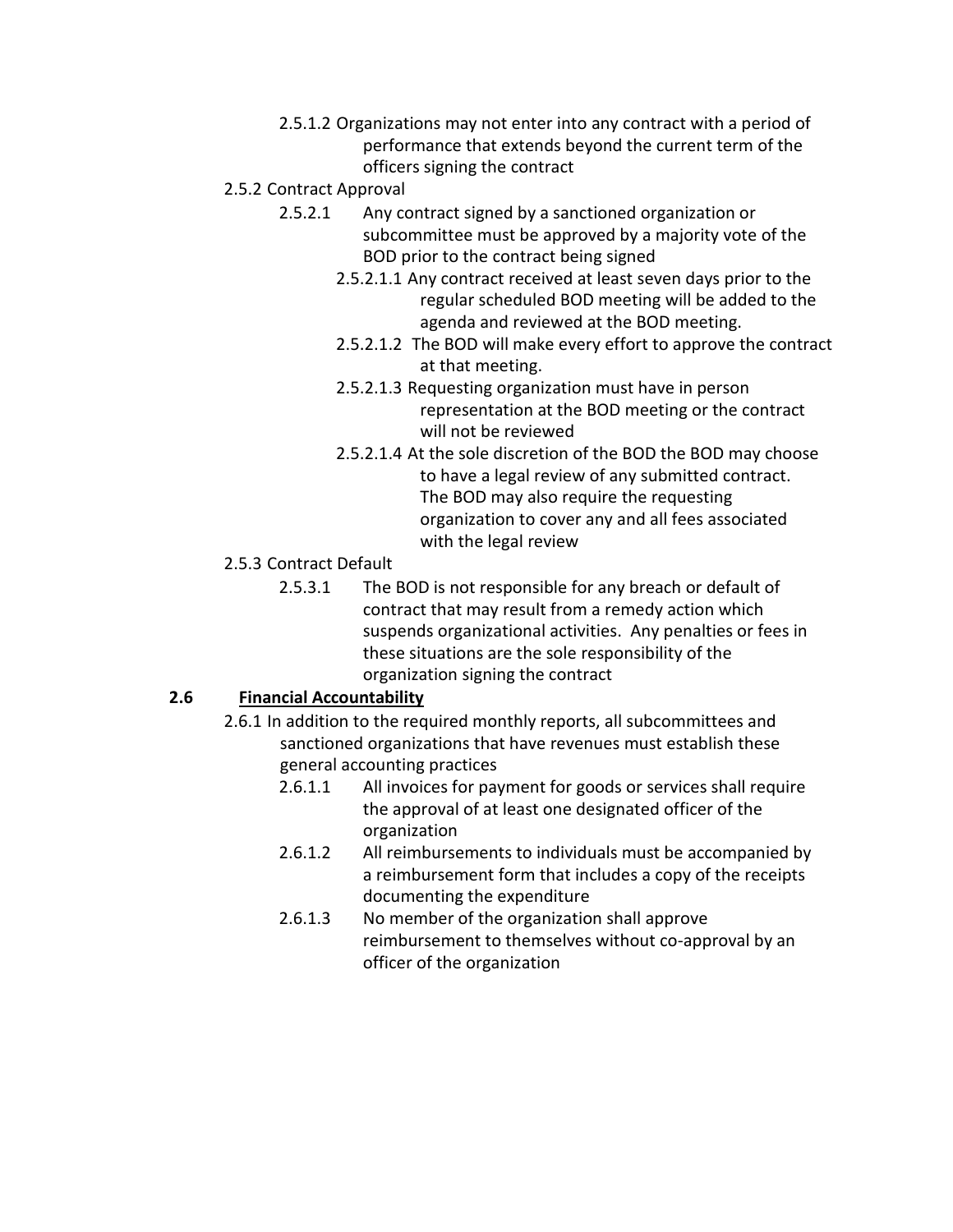2.5.1.2 Organizations may not enter into any contract with a period of performance that extends beyond the current term of the officers signing the contract

2.5.2 Contract Approval

2.5.2.1 Any contract signed by a sanctioned organization or subcommittee must be approved by a majority vote of the BOD prior to the contract being signed

2.5.2.1.1 Any contract received at least seven days prior to the regular scheduled BOD meeting will be added to the agenda and reviewed at the BOD meeting.

2.5.2.1.2 The BOD will make every effort to approve the contract at that meeting.

2.5.2.1.3 Requesting organization must have in person representation at the BOD meeting or the contract will not be reviewed

2.5.2.1.4 At the sole discretion of the BOD the BOD may choose to have a legal review of any submitted contract. The BOD may also require the requesting organization to cover any and all fees associated with the legal review

2.5.3 Contract Default

2.5.3.1 The BOD is not responsible for any breach or default of contract that may result from a remedy action which suspends organizational activities. Any penalties or fees in these situations are the sole responsibility of the organization signing the contract

## 2.6 <u>Financial Accountability</u>

2.6.1 In addition to the required monthly reports, all subcommittees and sanctioned organizations that have revenues must establish these general accounting practices

2.6.1.1 All invoices for payment for goods or services shall require the approval of at least one designated officer of the organization

2.6.1.2 All reimbursements to individuals must be accompanied by a reimbursement form that includes a copy of the receipts documenting the expenditure

2.6.1.3 No member of the organization shall approve reimbursement to themselves without co-approval by an officer of the organization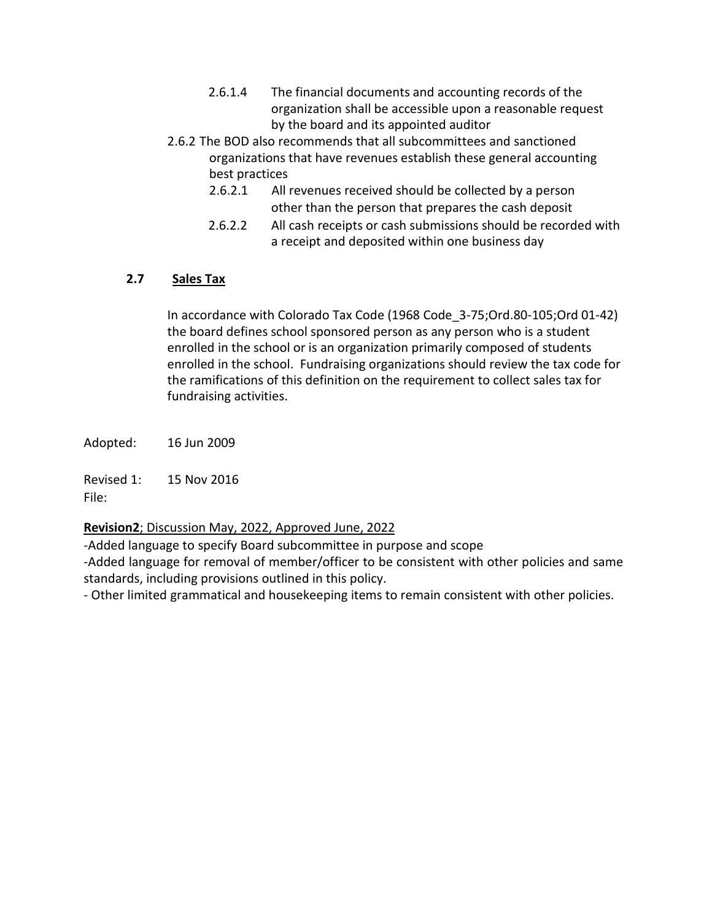2.6.1.4 The financial documents and accounting records of the organization shall be accessible upon a reasonable request by the board and its appointed auditor

2.6.2 The BOD also recommends that all subcommittees and sanctioned organizations that have revenues establish these general accounting best practices

2.6.2.1 All revenues received should be collected by a person other than the person that prepares the cash deposit

2.6.2.2 All cash receipts or cash submissions should be recorded with a receipt and deposited within one business day

### 2.7 Sales Tax

In accordance with Colorado Tax Code (1968 Code_3-75;Ord.80-105;Ord 01-42) the board defines school sponsored person as any person who is a student enrolled in the school or is an organization primarily composed of students enrolled in the school. Fundraising organizations should review the tax code for the ramifications of this definition on the requirement to collect sales tax for fundraising activities.

Adopted: 16 Jun 2009

Revised 1: 15 Nov 2016

File:

**Revision2**; Discussion May, 2022, Approved June, 2022

-Added language to specify Board subcommittee in purpose and scope

-Added language for removal of member/officer to be consistent with other policies and same standards, including provisions outlined in this policy.

- Other limited grammatical and housekeeping items to remain consistent with other policies.